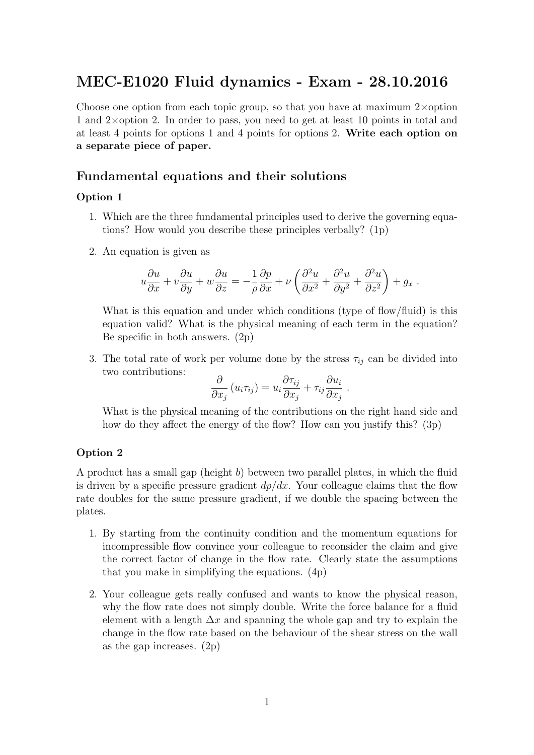# MEC-E1020 Fluid dynamics - Exam - 28.10.2016

Choose one option from each topic group, so that you have at maximum 2×option 1 and 2×option 2. In order to pass, you need to get at least 10 points in total and at least 4 points for options 1 and 4 points for options 2. **Write each option on a separate piece of paper.**

## Fundamental equations and their solutions

### Option 1

1. Which are the three fundamental principles used to derive the governing equations? How would you describe these principles verbally? (1p)

2. An equation is given as

$$u\frac{\partial u}{\partial x} + v\frac{\partial u}{\partial y} + w\frac{\partial u}{\partial z} = -\frac{1}{\rho}\frac{\partial p}{\partial x} + \nu\left(\frac{\partial^2 u}{\partial x^2} + \frac{\partial^2 u}{\partial y^2} + \frac{\partial^2 u}{\partial z^2}\right) + g_x \ .$$

   What is this equation and under which conditions (type of flow/fluid) is this equation valid? What is the physical meaning of each term in the equation? Be specific in both answers. (2p)

3. The total rate of work per volume done by the stress $\tau_{ij}$ can be divided into two contributions:

$$\frac{\partial}{\partial x_j}\left(u_i \tau_{ij}\right) = u_i \frac{\partial \tau_{ij}}{\partial x_j} + \tau_{ij}\frac{\partial u_i}{\partial x_j} \ .$$

   What is the physical meaning of the contributions on the right hand side and how do they affect the energy of the flow? How can you justify this? (3p)

### Option 2

A product has a small gap (height $b$) between two parallel plates, in which the fluid is driven by a specific pressure gradient $dp/dx$. Your colleague claims that the flow rate doubles for the same pressure gradient, if we double the spacing between the plates.

1. By starting from the continuity condition and the momentum equations for incompressible flow convince your colleague to reconsider the claim and give the correct factor of change in the flow rate. Clearly state the assumptions that you make in simplifying the equations. (4p)

2. Your colleague gets really confused and wants to know the physical reason, why the flow rate does not simply double. Write the force balance for a fluid element with a length $\Delta x$ and spanning the whole gap and try to explain the change in the flow rate based on the behaviour of the shear stress on the wall as the gap increases. (2p)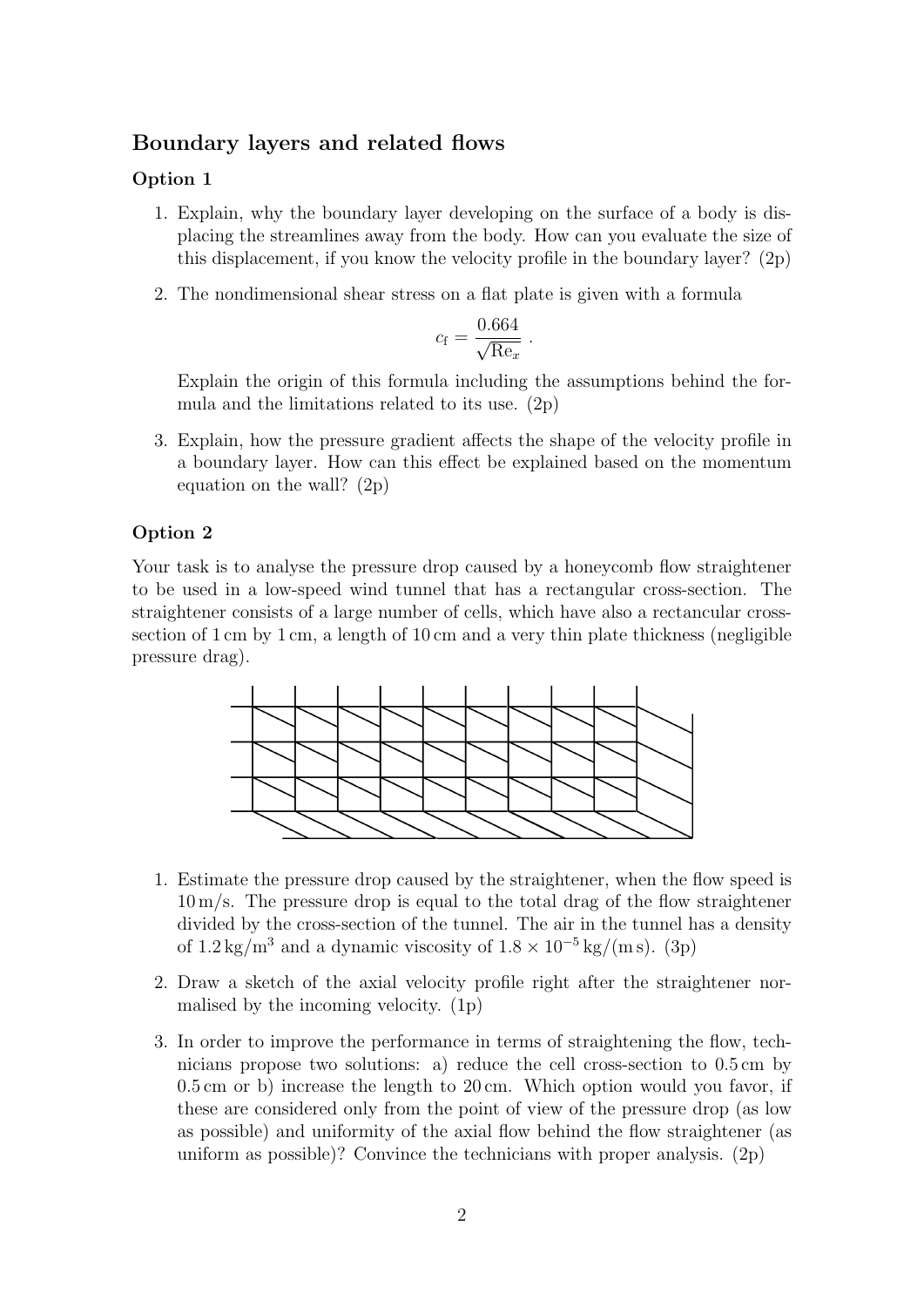## Boundary layers and related flows

### Option 1

1. Explain, why the boundary layer developing on the surface of a body is displacing the streamlines away from the body. How can you evaluate the size of this displacement, if you know the velocity profile in the boundary layer? (2p)

2. The nondimensional shear stress on a flat plate is given with a formula

$$c_{\mathrm{f}} = \frac{0.664}{\sqrt{\mathrm{Re}_x}} \,.$$

   Explain the origin of this formula including the assumptions behind the formula and the limitations related to its use. (2p)

3. Explain, how the pressure gradient affects the shape of the velocity profile in a boundary layer. How can this effect be explained based on the momentum equation on the wall? (2p)

### Option 2

Your task is to analyse the pressure drop caused by a honeycomb flow straightener to be used in a low-speed wind tunnel that has a rectangular cross-section. The straightener consists of a large number of cells, which have also a rectancular cross-section of 1 cm by 1 cm, a length of 10 cm and a very thin plate thickness (negligible pressure drag).

1. Estimate the pressure drop caused by the straightener, when the flow speed is 10 m/s. The pressure drop is equal to the total drag of the flow straightener divided by the cross-section of the tunnel. The air in the tunnel has a density of $1.2\,\mathrm{kg/m^3}$ and a dynamic viscosity of $1.8 \times 10^{-5}\,\mathrm{kg/(m\,s)}$. (3p)

2. Draw a sketch of the axial velocity profile right after the straightener normalised by the incoming velocity. (1p)

3. In order to improve the performance in terms of straightening the flow, technicians propose two solutions: a) reduce the cell cross-section to 0.5 cm by 0.5 cm or b) increase the length to 20 cm. Which option would you favor, if these are considered only from the point of view of the pressure drop (as low as possible) and uniformity of the axial flow behind the flow straightener (as uniform as possible)? Convince the technicians with proper analysis. (2p)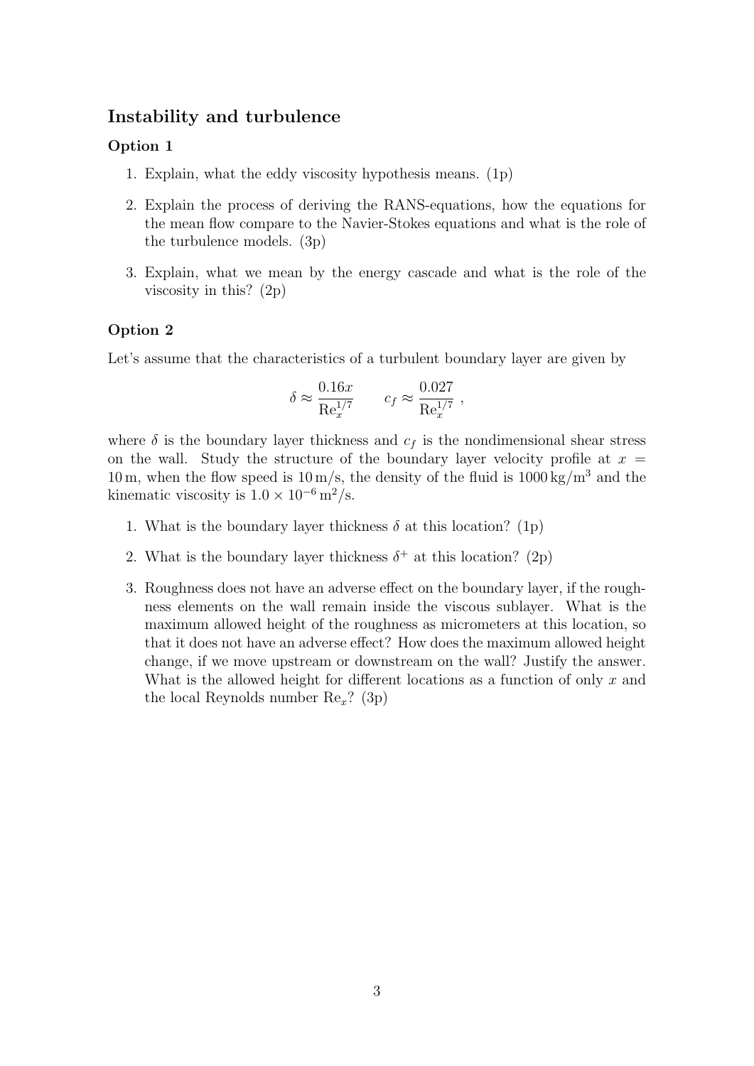## Instability and turbulence

### Option 1

1. Explain, what the eddy viscosity hypothesis means. (1p)
2. Explain the process of deriving the RANS-equations, how the equations for the mean flow compare to the Navier-Stokes equations and what is the role of the turbulence models. (3p)
3. Explain, what we mean by the energy cascade and what is the role of the viscosity in this? (2p)

### Option 2

Let's assume that the characteristics of a turbulent boundary layer are given by

$$\delta \approx \frac{0.16x}{\mathrm{Re}_x^{1/7}} \qquad c_f \approx \frac{0.027}{\mathrm{Re}_x^{1/7}} \ ,$$

where $\delta$ is the boundary layer thickness and $c_f$ is the nondimensional shear stress on the wall. Study the structure of the boundary layer velocity profile at $x = 10\,\mathrm{m}$, when the flow speed is $10\,\mathrm{m/s}$, the density of the fluid is $1000\,\mathrm{kg/m^3}$ and the kinematic viscosity is $1.0 \times 10^{-6}\,\mathrm{m^2/s}$.

1. What is the boundary layer thickness $\delta$ at this location? (1p)
2. What is the boundary layer thickness $\delta^+$ at this location? (2p)
3. Roughness does not have an adverse effect on the boundary layer, if the roughness elements on the wall remain inside the viscous sublayer. What is the maximum allowed height of the roughness as micrometers at this location, so that it does not have an adverse effect? How does the maximum allowed height change, if we move upstream or downstream on the wall? Justify the answer. What is the allowed height for different locations as a function of only $x$ and the local Reynolds number $\mathrm{Re}_x$? (3p)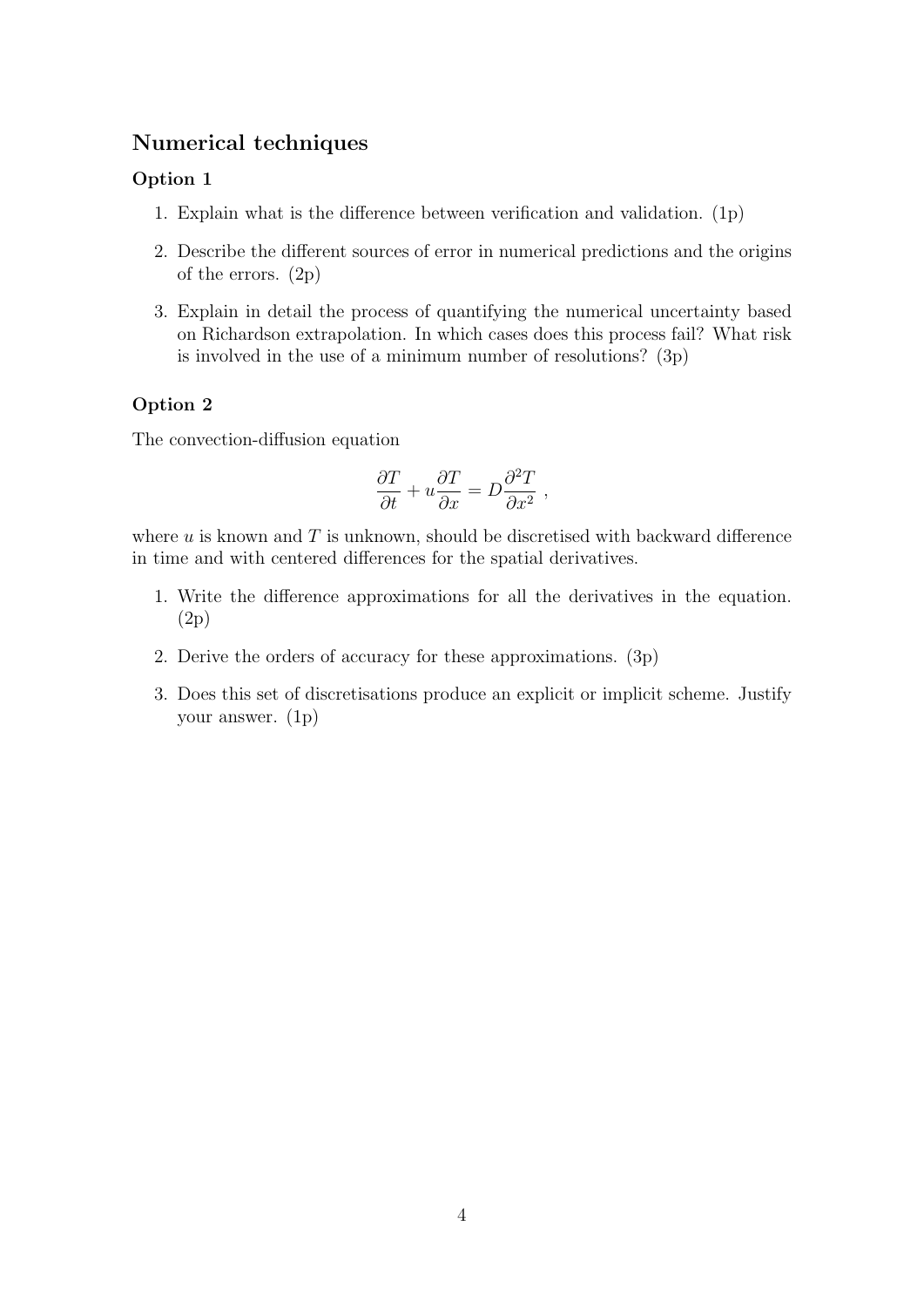## Numerical techniques

### Option 1

1. Explain what is the difference between verification and validation. (1p)
2. Describe the different sources of error in numerical predictions and the origins of the errors. (2p)
3. Explain in detail the process of quantifying the numerical uncertainty based on Richardson extrapolation. In which cases does this process fail? What risk is involved in the use of a minimum number of resolutions? (3p)

### Option 2

The convection-diffusion equation

$$\frac{\partial T}{\partial t} + u\frac{\partial T}{\partial x} = D\frac{\partial^2 T}{\partial x^2} \ ,$$

where $u$ is known and $T$ is unknown, should be discretised with backward difference in time and with centered differences for the spatial derivatives.

1. Write the difference approximations for all the derivatives in the equation. (2p)
2. Derive the orders of accuracy for these approximations. (3p)
3. Does this set of discretisations produce an explicit or implicit scheme. Justify your answer. (1p)